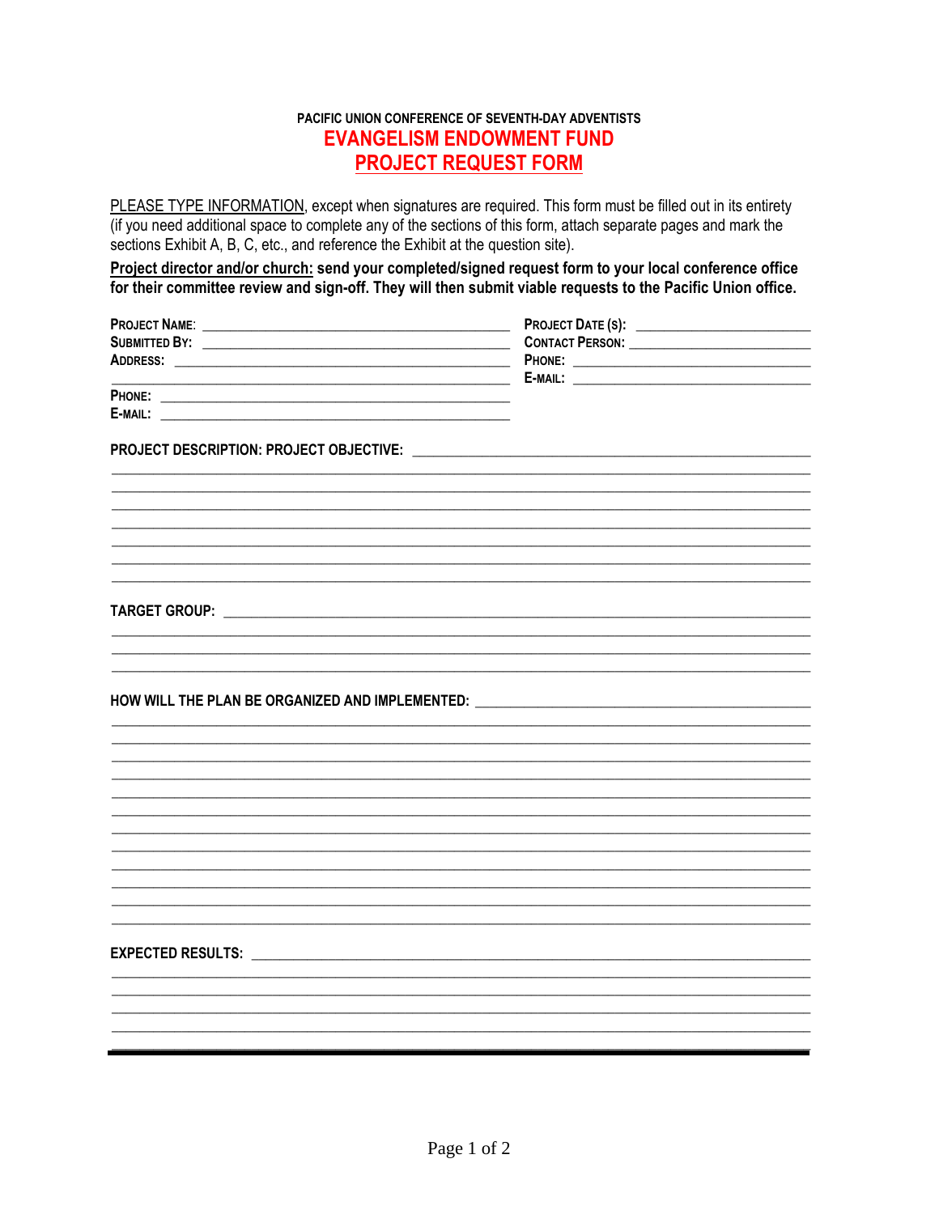PACIFIC UNION CONFERENCE OF SEVENTH-DAY ADVENTISTS

# EVANGELISM ENDOWMENT FUND

# PROJECT REQUEST FORM

PLEASE TYPE INFORMATION, except when signatures are required. This form must be filled out in its entirety (if you need additional space to complete any of the sections of this form, attach separate pages and mark the sections Exhibit A, B, C, etc., and reference the Exhibit at the question site).

**Project director and/or church: send your completed/signed request form to your local conference office for their committee review and sign-off. They will then submit viable requests to the Pacific Union office.**

**PROJECT NAME:** ______________________________

**SUBMITTED BY:** ______________________________

**ADDRESS:** ______________________________

______________________________

**PHONE:** ______________________________

**E-MAIL:** ______________________________

**PROJECT DATE (S):** ______________________________

**CONTACT PERSON:** ______________________________

**PHONE:** ______________________________

**E-MAIL:** ______________________________

**PROJECT DESCRIPTION: PROJECT OBJECTIVE:** ______________________________

**TARGET GROUP:** ______________________________

**HOW WILL THE PLAN BE ORGANIZED AND IMPLEMENTED:** ______________________________

**EXPECTED RESULTS:** ______________________________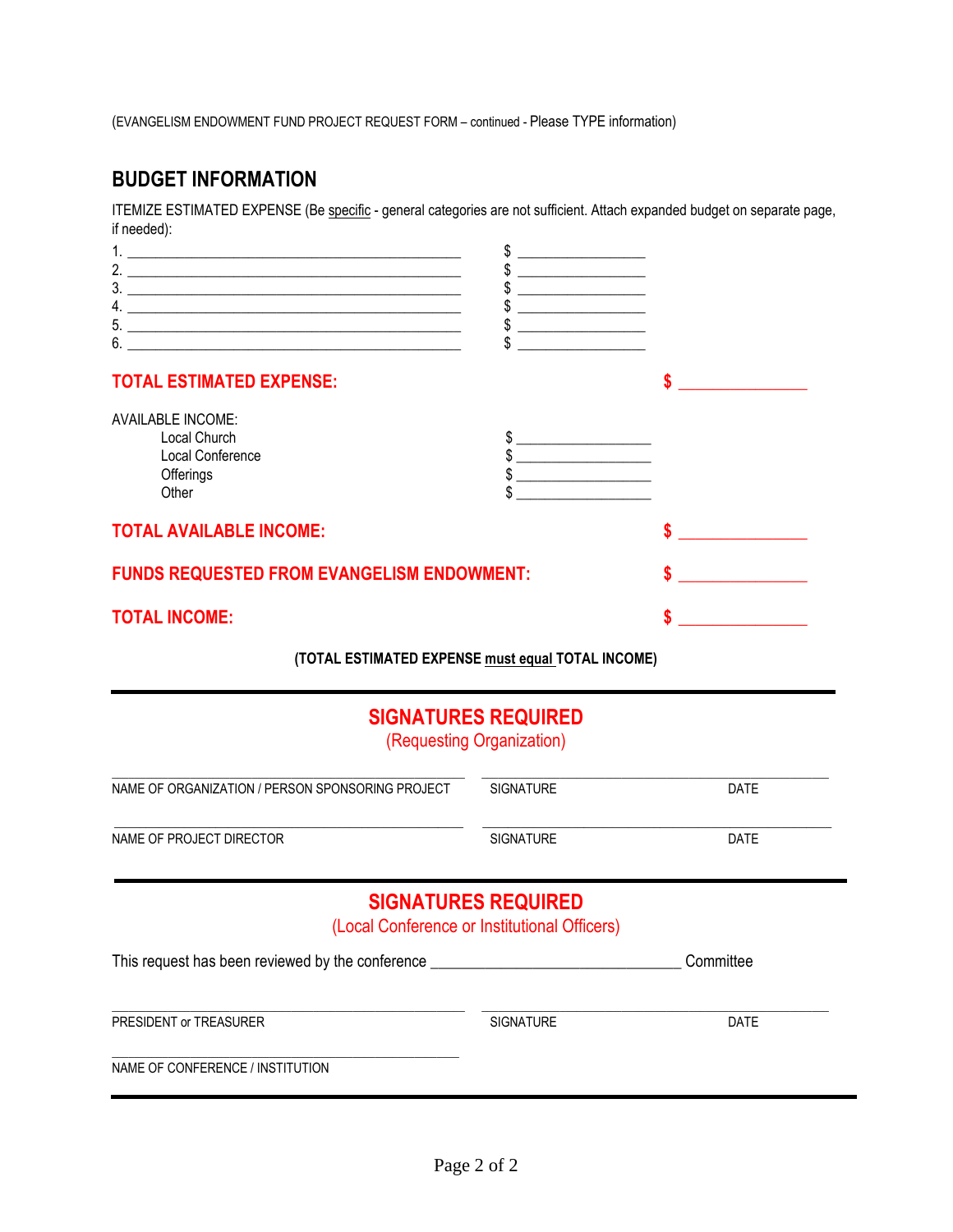(EVANGELISM ENDOWMENT FUND PROJECT REQUEST FORM – continued - Please TYPE information)

## BUDGET INFORMATION

ITEMIZE ESTIMATED EXPENSE (Be specific - general categories are not sufficient. Attach expanded budget on separate page, if needed):

1. ____________________________________________ $ _________________
2. ____________________________________________ $ _________________
3. ____________________________________________ $ _________________
4. ____________________________________________ $ _________________
5. ____________________________________________ $ _________________
6. ____________________________________________ $ _________________

**TOTAL ESTIMATED EXPENSE:** **$** _______________

AVAILABLE INCOME:

- Local Church $ __________________
- Local Conference $ __________________
- Offerings $ __________________
- Other $ __________________

**TOTAL AVAILABLE INCOME:** **$** _______________

**FUNDS REQUESTED FROM EVANGELISM ENDOWMENT:** **$** _______________

**TOTAL INCOME:** **$** _______________

**(TOTAL ESTIMATED EXPENSE must equal TOTAL INCOME)**

---

## SIGNATURES REQUIRED

(Requesting Organization)

_________________________________________ _________________________________________

NAME OF ORGANIZATION / PERSON SPONSORING PROJECT SIGNATURE DATE

_________________________________________ _________________________________________

NAME OF PROJECT DIRECTOR SIGNATURE DATE

---

## SIGNATURES REQUIRED

(Local Conference or Institutional Officers)

This request has been reviewed by the conference _______________________________ Committee

_________________________________________ _________________________________________

PRESIDENT or TREASURER SIGNATURE DATE

_________________________________________

NAME OF CONFERENCE / INSTITUTION